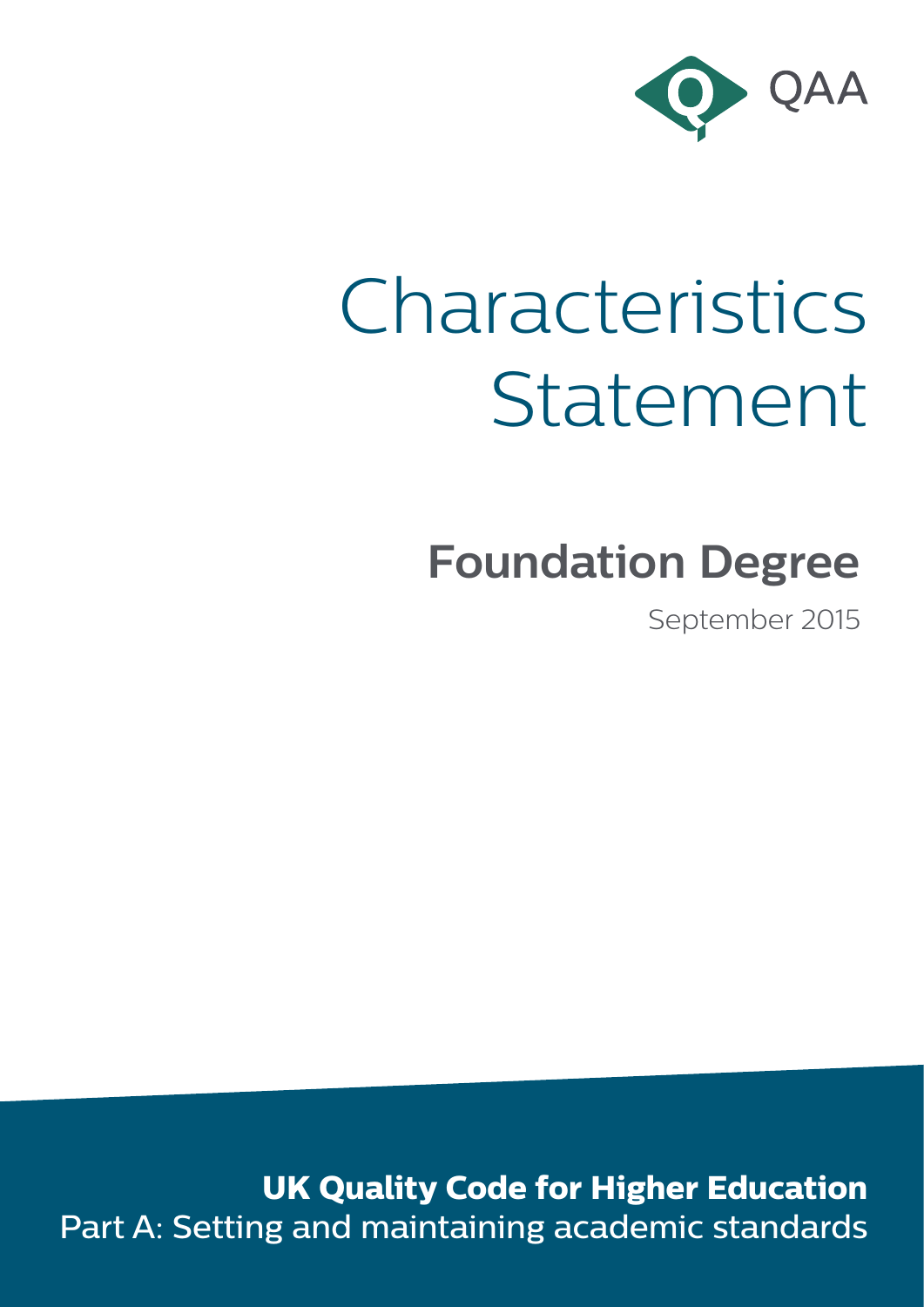QAA

# Characteristics Statement

## Foundation Degree

September 2015

**UK Quality Code for Higher Education**

Part A: Setting and maintaining academic standards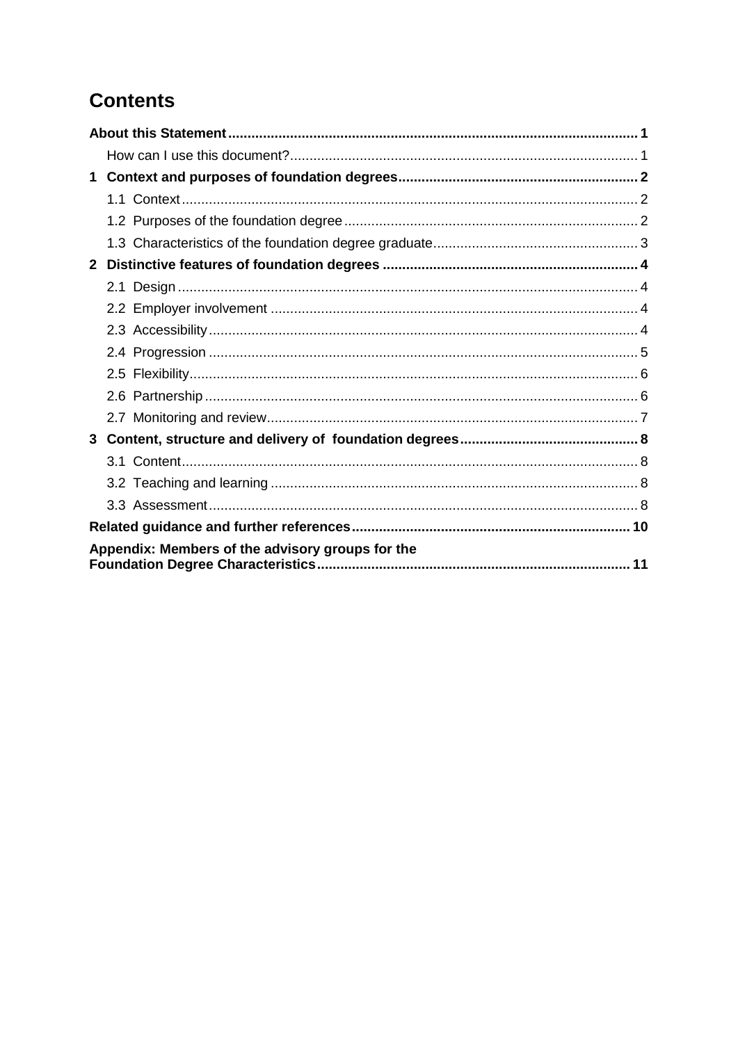# Contents

**About this Statement** ... 1

- How can I use this document? ... 1

**1 Context and purposes of foundation degrees** ... 2

- 1.1 Context ... 2
- 1.2 Purposes of the foundation degree ... 2
- 1.3 Characteristics of the foundation degree graduate ... 3

**2 Distinctive features of foundation degrees** ... 4

- 2.1 Design ... 4
- 2.2 Employer involvement ... 4
- 2.3 Accessibility ... 4
- 2.4 Progression ... 5
- 2.5 Flexibility ... 6
- 2.6 Partnership ... 6
- 2.7 Monitoring and review ... 7

**3 Content, structure and delivery of foundation degrees** ... 8

- 3.1 Content ... 8
- 3.2 Teaching and learning ... 8
- 3.3 Assessment ... 8

**Related guidance and further references** ... 10

**Appendix: Members of the advisory groups for the Foundation Degree Characteristics** ... 11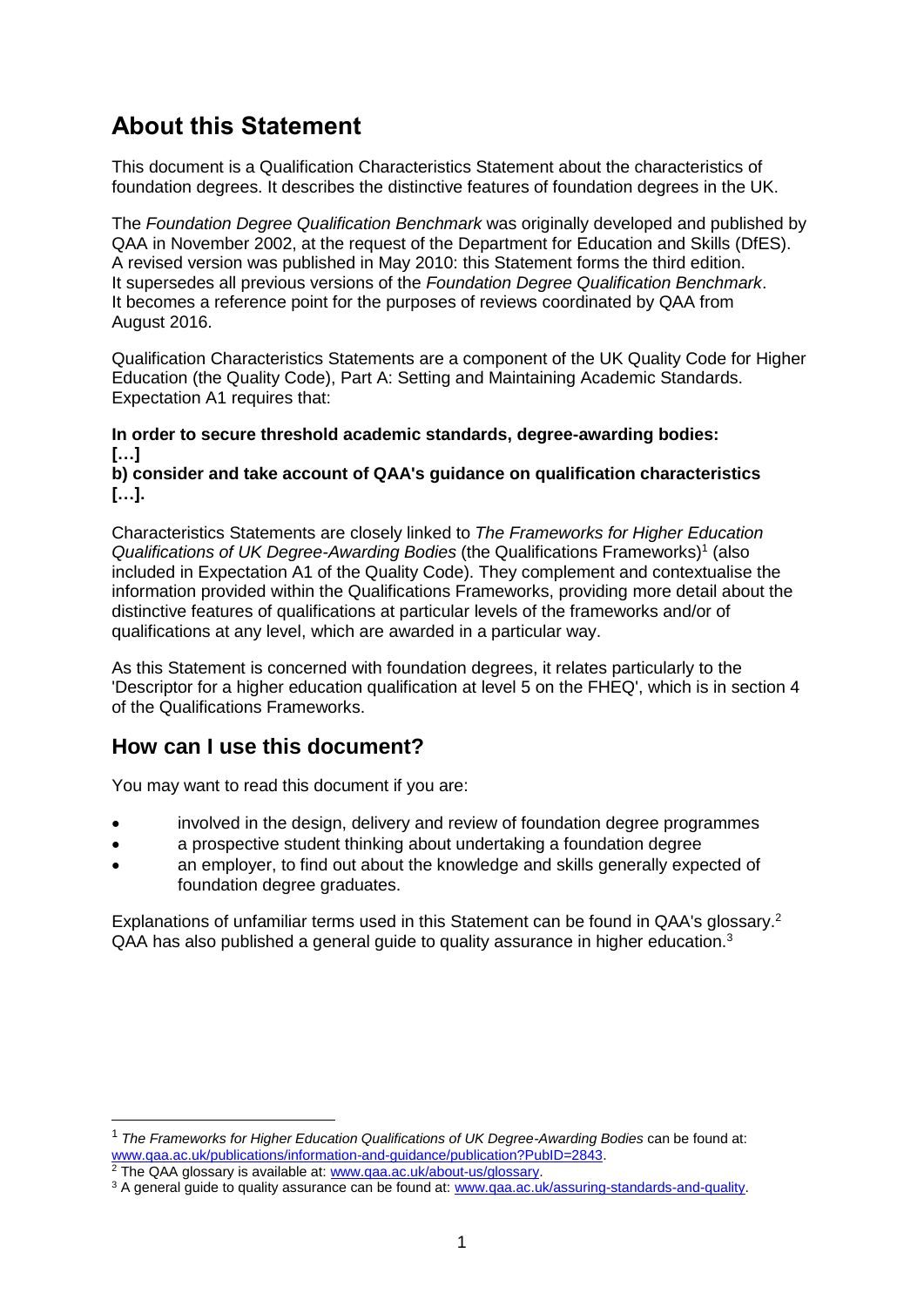## About this Statement

This document is a Qualification Characteristics Statement about the characteristics of foundation degrees. It describes the distinctive features of foundation degrees in the UK.

The *Foundation Degree Qualification Benchmark* was originally developed and published by QAA in November 2002, at the request of the Department for Education and Skills (DfES). A revised version was published in May 2010: this Statement forms the third edition. It supersedes all previous versions of the *Foundation Degree Qualification Benchmark*. It becomes a reference point for the purposes of reviews coordinated by QAA from August 2016.

Qualification Characteristics Statements are a component of the UK Quality Code for Higher Education (the Quality Code), Part A: Setting and Maintaining Academic Standards. Expectation A1 requires that:

**In order to secure threshold academic standards, degree-awarding bodies:**
**[…]**
**b) consider and take account of QAA's guidance on qualification characteristics […].**

Characteristics Statements are closely linked to *The Frameworks for Higher Education Qualifications of UK Degree-Awarding Bodies* (the Qualifications Frameworks)[1] (also included in Expectation A1 of the Quality Code). They complement and contextualise the information provided within the Qualifications Frameworks, providing more detail about the distinctive features of qualifications at particular levels of the frameworks and/or of qualifications at any level, which are awarded in a particular way.

As this Statement is concerned with foundation degrees, it relates particularly to the 'Descriptor for a higher education qualification at level 5 on the FHEQ', which is in section 4 of the Qualifications Frameworks.

## How can I use this document?

You may want to read this document if you are:

- involved in the design, delivery and review of foundation degree programmes
- a prospective student thinking about undertaking a foundation degree
- an employer, to find out about the knowledge and skills generally expected of foundation degree graduates.

Explanations of unfamiliar terms used in this Statement can be found in QAA's glossary.[2] QAA has also published a general guide to quality assurance in higher education.[3]

---

[1] *The Frameworks for Higher Education Qualifications of UK Degree-Awarding Bodies* can be found at: www.qaa.ac.uk/publications/information-and-guidance/publication?PubID=2843.

[2] The QAA glossary is available at: www.qaa.ac.uk/about-us/glossary.

[3] A general guide to quality assurance can be found at: www.qaa.ac.uk/assuring-standards-and-quality.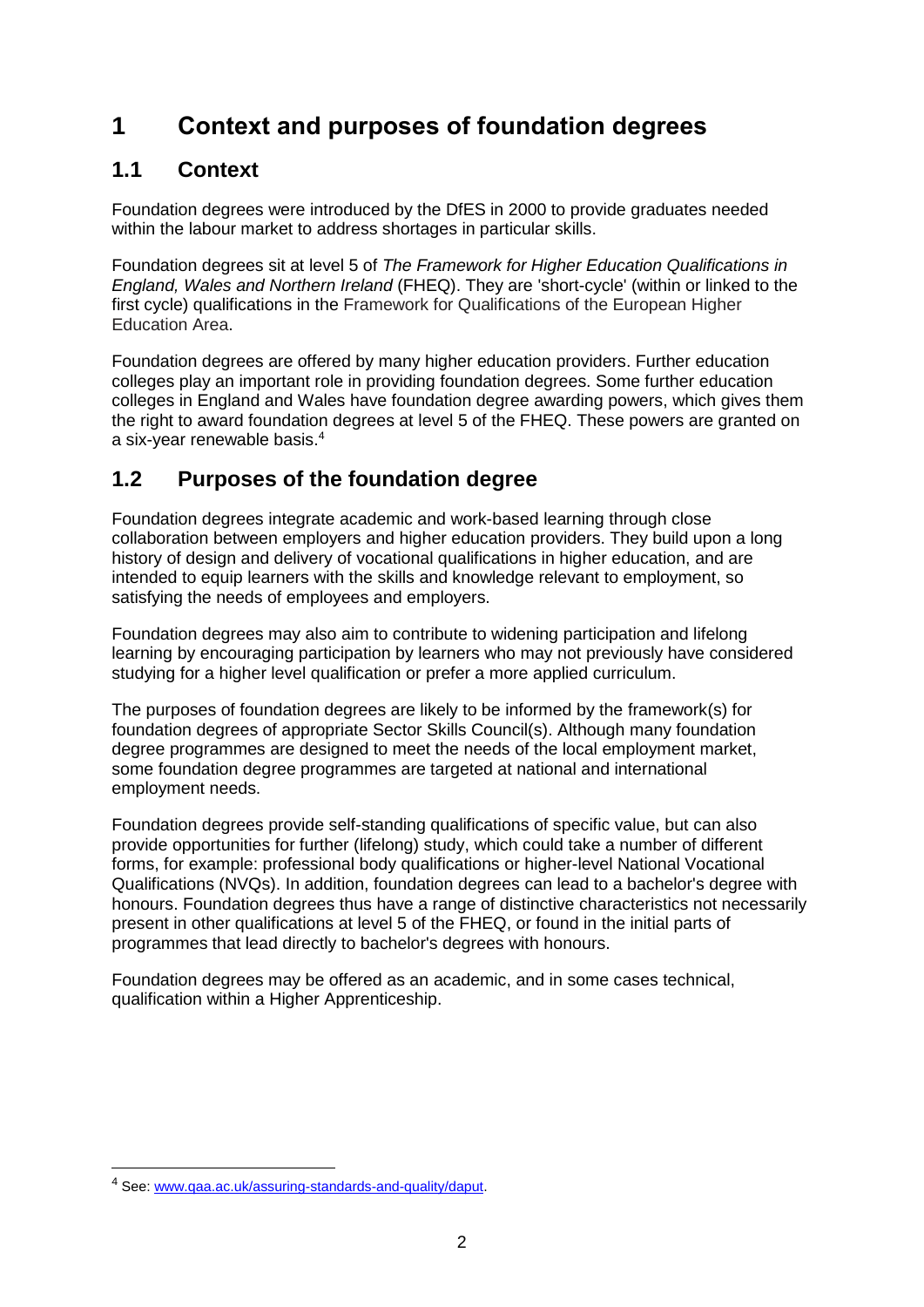# 1 Context and purposes of foundation degrees

## 1.1 Context

Foundation degrees were introduced by the DfES in 2000 to provide graduates needed within the labour market to address shortages in particular skills.

Foundation degrees sit at level 5 of *The Framework for Higher Education Qualifications in England, Wales and Northern Ireland* (FHEQ). They are 'short-cycle' (within or linked to the first cycle) qualifications in the Framework for Qualifications of the European Higher Education Area.

Foundation degrees are offered by many higher education providers. Further education colleges play an important role in providing foundation degrees. Some further education colleges in England and Wales have foundation degree awarding powers, which gives them the right to award foundation degrees at level 5 of the FHEQ. These powers are granted on a six-year renewable basis.[4]

## 1.2 Purposes of the foundation degree

Foundation degrees integrate academic and work-based learning through close collaboration between employers and higher education providers. They build upon a long history of design and delivery of vocational qualifications in higher education, and are intended to equip learners with the skills and knowledge relevant to employment, so satisfying the needs of employees and employers.

Foundation degrees may also aim to contribute to widening participation and lifelong learning by encouraging participation by learners who may not previously have considered studying for a higher level qualification or prefer a more applied curriculum.

The purposes of foundation degrees are likely to be informed by the framework(s) for foundation degrees of appropriate Sector Skills Council(s). Although many foundation degree programmes are designed to meet the needs of the local employment market, some foundation degree programmes are targeted at national and international employment needs.

Foundation degrees provide self-standing qualifications of specific value, but can also provide opportunities for further (lifelong) study, which could take a number of different forms, for example: professional body qualifications or higher-level National Vocational Qualifications (NVQs). In addition, foundation degrees can lead to a bachelor's degree with honours. Foundation degrees thus have a range of distinctive characteristics not necessarily present in other qualifications at level 5 of the FHEQ, or found in the initial parts of programmes that lead directly to bachelor's degrees with honours.

Foundation degrees may be offered as an academic, and in some cases technical, qualification within a Higher Apprenticeship.

---

[4] See: www.qaa.ac.uk/assuring-standards-and-quality/daput.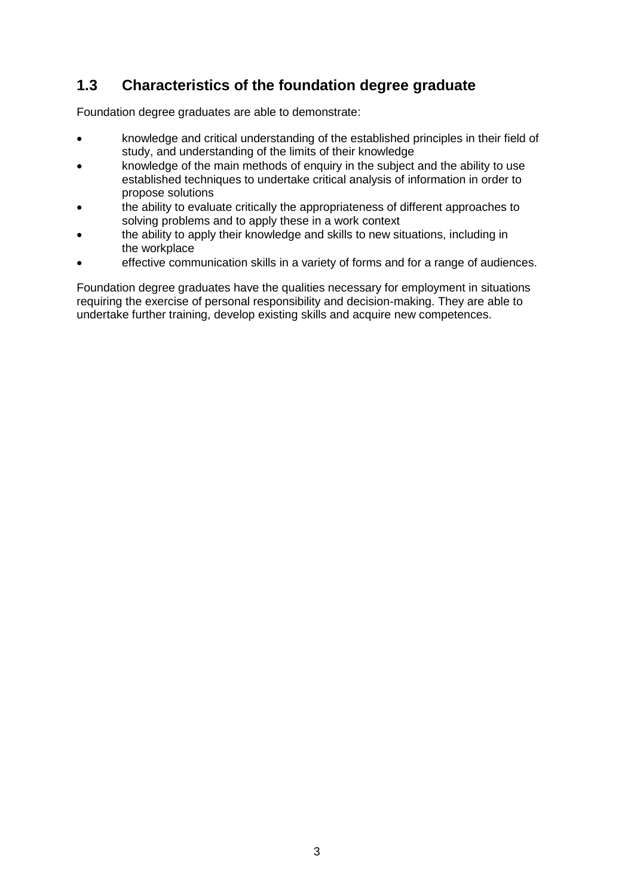## 1.3 Characteristics of the foundation degree graduate

Foundation degree graduates are able to demonstrate:

- knowledge and critical understanding of the established principles in their field of study, and understanding of the limits of their knowledge
- knowledge of the main methods of enquiry in the subject and the ability to use established techniques to undertake critical analysis of information in order to propose solutions
- the ability to evaluate critically the appropriateness of different approaches to solving problems and to apply these in a work context
- the ability to apply their knowledge and skills to new situations, including in the workplace
- effective communication skills in a variety of forms and for a range of audiences.

Foundation degree graduates have the qualities necessary for employment in situations requiring the exercise of personal responsibility and decision-making. They are able to undertake further training, develop existing skills and acquire new competences.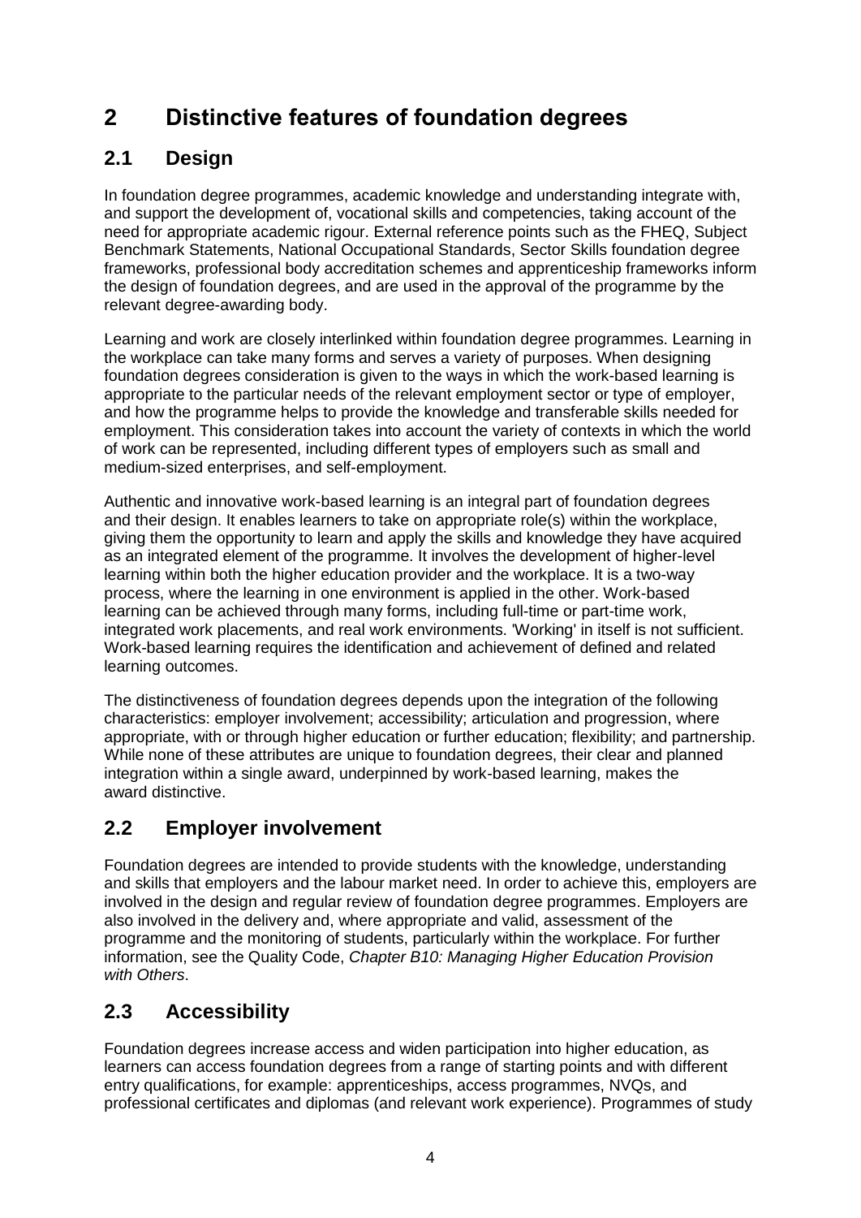# 2 Distinctive features of foundation degrees

## 2.1 Design

In foundation degree programmes, academic knowledge and understanding integrate with, and support the development of, vocational skills and competencies, taking account of the need for appropriate academic rigour. External reference points such as the FHEQ, Subject Benchmark Statements, National Occupational Standards, Sector Skills foundation degree frameworks, professional body accreditation schemes and apprenticeship frameworks inform the design of foundation degrees, and are used in the approval of the programme by the relevant degree-awarding body.

Learning and work are closely interlinked within foundation degree programmes. Learning in the workplace can take many forms and serves a variety of purposes. When designing foundation degrees consideration is given to the ways in which the work-based learning is appropriate to the particular needs of the relevant employment sector or type of employer, and how the programme helps to provide the knowledge and transferable skills needed for employment. This consideration takes into account the variety of contexts in which the world of work can be represented, including different types of employers such as small and medium-sized enterprises, and self-employment.

Authentic and innovative work-based learning is an integral part of foundation degrees and their design. It enables learners to take on appropriate role(s) within the workplace, giving them the opportunity to learn and apply the skills and knowledge they have acquired as an integrated element of the programme. It involves the development of higher-level learning within both the higher education provider and the workplace. It is a two-way process, where the learning in one environment is applied in the other. Work-based learning can be achieved through many forms, including full-time or part-time work, integrated work placements, and real work environments. 'Working' in itself is not sufficient. Work-based learning requires the identification and achievement of defined and related learning outcomes.

The distinctiveness of foundation degrees depends upon the integration of the following characteristics: employer involvement; accessibility; articulation and progression, where appropriate, with or through higher education or further education; flexibility; and partnership. While none of these attributes are unique to foundation degrees, their clear and planned integration within a single award, underpinned by work-based learning, makes the award distinctive.

## 2.2 Employer involvement

Foundation degrees are intended to provide students with the knowledge, understanding and skills that employers and the labour market need. In order to achieve this, employers are involved in the design and regular review of foundation degree programmes. Employers are also involved in the delivery and, where appropriate and valid, assessment of the programme and the monitoring of students, particularly within the workplace. For further information, see the Quality Code, *Chapter B10: Managing Higher Education Provision with Others*.

## 2.3 Accessibility

Foundation degrees increase access and widen participation into higher education, as learners can access foundation degrees from a range of starting points and with different entry qualifications, for example: apprenticeships, access programmes, NVQs, and professional certificates and diplomas (and relevant work experience). Programmes of study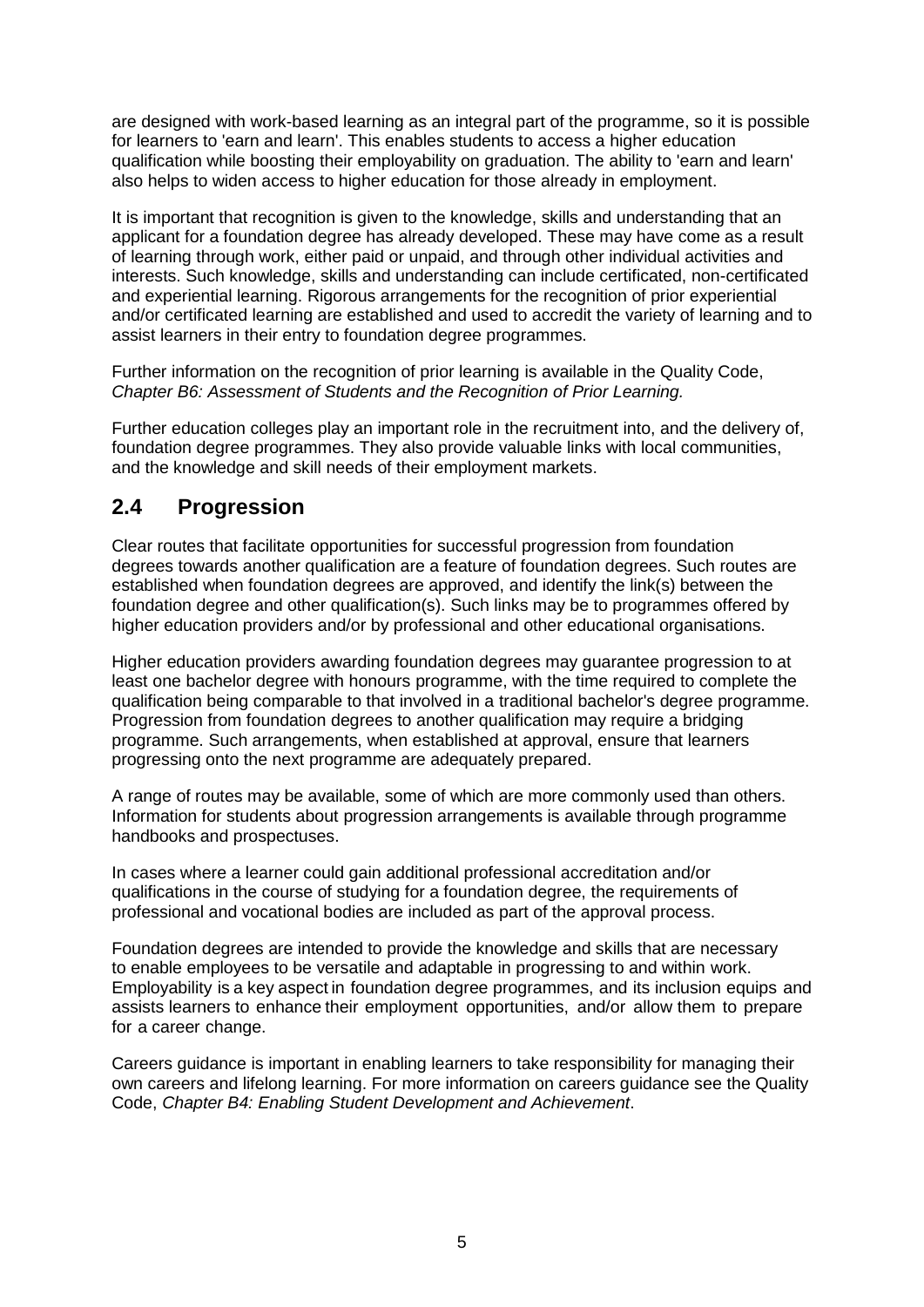are designed with work-based learning as an integral part of the programme, so it is possible for learners to 'earn and learn'. This enables students to access a higher education qualification while boosting their employability on graduation. The ability to 'earn and learn' also helps to widen access to higher education for those already in employment.

It is important that recognition is given to the knowledge, skills and understanding that an applicant for a foundation degree has already developed. These may have come as a result of learning through work, either paid or unpaid, and through other individual activities and interests. Such knowledge, skills and understanding can include certificated, non-certificated and experiential learning. Rigorous arrangements for the recognition of prior experiential and/or certificated learning are established and used to accredit the variety of learning and to assist learners in their entry to foundation degree programmes.

Further information on the recognition of prior learning is available in the Quality Code, *Chapter B6: Assessment of Students and the Recognition of Prior Learning.*

Further education colleges play an important role in the recruitment into, and the delivery of, foundation degree programmes. They also provide valuable links with local communities, and the knowledge and skill needs of their employment markets.

## 2.4 Progression

Clear routes that facilitate opportunities for successful progression from foundation degrees towards another qualification are a feature of foundation degrees. Such routes are established when foundation degrees are approved, and identify the link(s) between the foundation degree and other qualification(s). Such links may be to programmes offered by higher education providers and/or by professional and other educational organisations.

Higher education providers awarding foundation degrees may guarantee progression to at least one bachelor degree with honours programme, with the time required to complete the qualification being comparable to that involved in a traditional bachelor's degree programme. Progression from foundation degrees to another qualification may require a bridging programme. Such arrangements, when established at approval, ensure that learners progressing onto the next programme are adequately prepared.

A range of routes may be available, some of which are more commonly used than others. Information for students about progression arrangements is available through programme handbooks and prospectuses.

In cases where a learner could gain additional professional accreditation and/or qualifications in the course of studying for a foundation degree, the requirements of professional and vocational bodies are included as part of the approval process.

Foundation degrees are intended to provide the knowledge and skills that are necessary to enable employees to be versatile and adaptable in progressing to and within work. Employability is a key aspect in foundation degree programmes, and its inclusion equips and assists learners to enhance their employment opportunities, and/or allow them to prepare for a career change.

Careers guidance is important in enabling learners to take responsibility for managing their own careers and lifelong learning. For more information on careers guidance see the Quality Code, *Chapter B4: Enabling Student Development and Achievement*.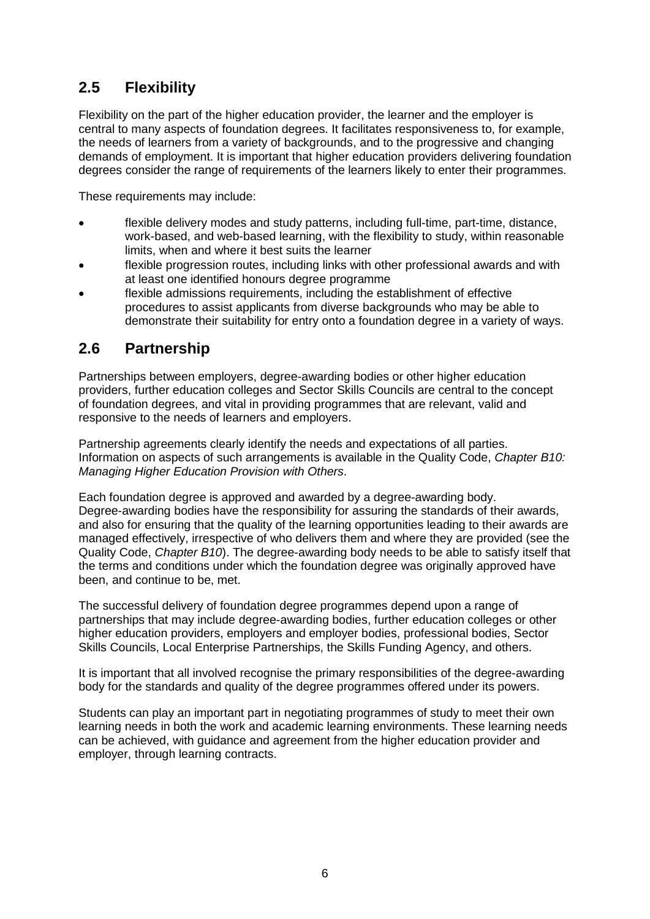## 2.5 Flexibility

Flexibility on the part of the higher education provider, the learner and the employer is central to many aspects of foundation degrees. It facilitates responsiveness to, for example, the needs of learners from a variety of backgrounds, and to the progressive and changing demands of employment. It is important that higher education providers delivering foundation degrees consider the range of requirements of the learners likely to enter their programmes.

These requirements may include:

- flexible delivery modes and study patterns, including full-time, part-time, distance, work-based, and web-based learning, with the flexibility to study, within reasonable limits, when and where it best suits the learner
- flexible progression routes, including links with other professional awards and with at least one identified honours degree programme
- flexible admissions requirements, including the establishment of effective procedures to assist applicants from diverse backgrounds who may be able to demonstrate their suitability for entry onto a foundation degree in a variety of ways.

## 2.6 Partnership

Partnerships between employers, degree-awarding bodies or other higher education providers, further education colleges and Sector Skills Councils are central to the concept of foundation degrees, and vital in providing programmes that are relevant, valid and responsive to the needs of learners and employers.

Partnership agreements clearly identify the needs and expectations of all parties. Information on aspects of such arrangements is available in the Quality Code, *Chapter B10: Managing Higher Education Provision with Others*.

Each foundation degree is approved and awarded by a degree-awarding body. Degree-awarding bodies have the responsibility for assuring the standards of their awards, and also for ensuring that the quality of the learning opportunities leading to their awards are managed effectively, irrespective of who delivers them and where they are provided (see the Quality Code, *Chapter B10*). The degree-awarding body needs to be able to satisfy itself that the terms and conditions under which the foundation degree was originally approved have been, and continue to be, met.

The successful delivery of foundation degree programmes depend upon a range of partnerships that may include degree-awarding bodies, further education colleges or other higher education providers, employers and employer bodies, professional bodies, Sector Skills Councils, Local Enterprise Partnerships, the Skills Funding Agency, and others.

It is important that all involved recognise the primary responsibilities of the degree-awarding body for the standards and quality of the degree programmes offered under its powers.

Students can play an important part in negotiating programmes of study to meet their own learning needs in both the work and academic learning environments. These learning needs can be achieved, with guidance and agreement from the higher education provider and employer, through learning contracts.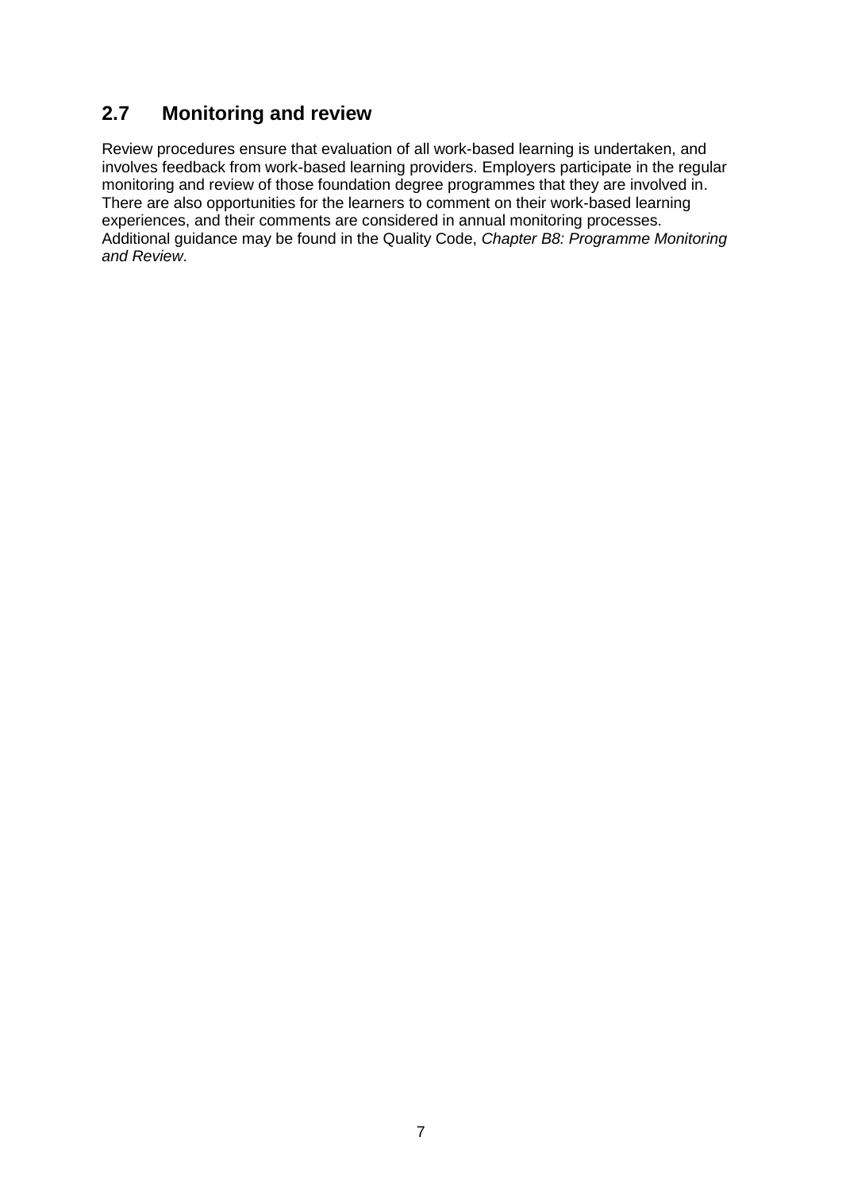## 2.7 Monitoring and review

Review procedures ensure that evaluation of all work-based learning is undertaken, and involves feedback from work-based learning providers. Employers participate in the regular monitoring and review of those foundation degree programmes that they are involved in. There are also opportunities for the learners to comment on their work-based learning experiences, and their comments are considered in annual monitoring processes. Additional guidance may be found in the Quality Code, *Chapter B8: Programme Monitoring and Review*.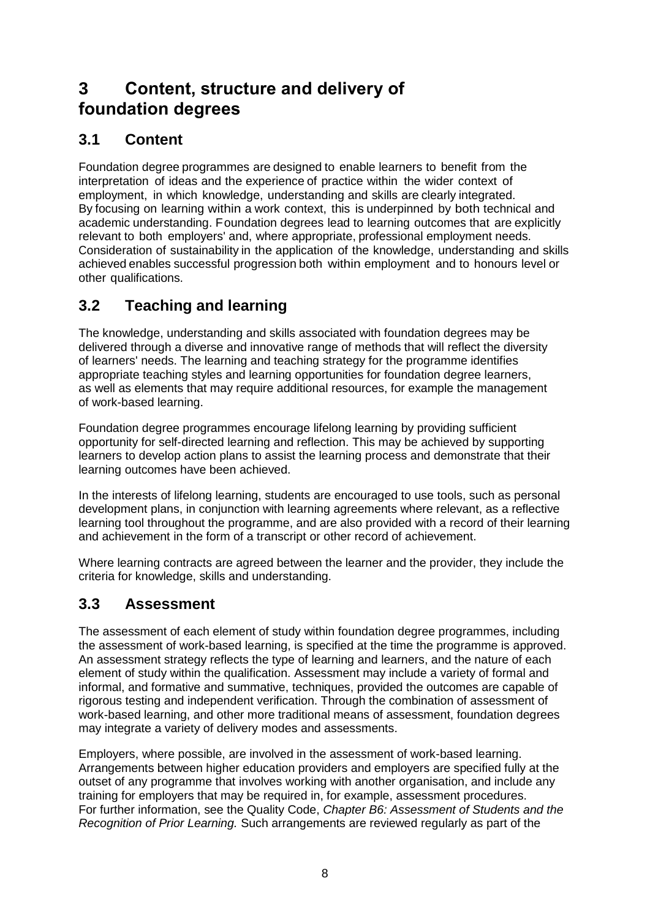# 3 Content, structure and delivery of foundation degrees

## 3.1 Content

Foundation degree programmes are designed to enable learners to benefit from the interpretation of ideas and the experience of practice within the wider context of employment, in which knowledge, understanding and skills are clearly integrated. By focusing on learning within a work context, this is underpinned by both technical and academic understanding. Foundation degrees lead to learning outcomes that are explicitly relevant to both employers' and, where appropriate, professional employment needs. Consideration of sustainability in the application of the knowledge, understanding and skills achieved enables successful progression both within employment and to honours level or other qualifications.

## 3.2 Teaching and learning

The knowledge, understanding and skills associated with foundation degrees may be delivered through a diverse and innovative range of methods that will reflect the diversity of learners' needs. The learning and teaching strategy for the programme identifies appropriate teaching styles and learning opportunities for foundation degree learners, as well as elements that may require additional resources, for example the management of work-based learning.

Foundation degree programmes encourage lifelong learning by providing sufficient opportunity for self-directed learning and reflection. This may be achieved by supporting learners to develop action plans to assist the learning process and demonstrate that their learning outcomes have been achieved.

In the interests of lifelong learning, students are encouraged to use tools, such as personal development plans, in conjunction with learning agreements where relevant, as a reflective learning tool throughout the programme, and are also provided with a record of their learning and achievement in the form of a transcript or other record of achievement.

Where learning contracts are agreed between the learner and the provider, they include the criteria for knowledge, skills and understanding.

## 3.3 Assessment

The assessment of each element of study within foundation degree programmes, including the assessment of work-based learning, is specified at the time the programme is approved. An assessment strategy reflects the type of learning and learners, and the nature of each element of study within the qualification. Assessment may include a variety of formal and informal, and formative and summative, techniques, provided the outcomes are capable of rigorous testing and independent verification. Through the combination of assessment of work-based learning, and other more traditional means of assessment, foundation degrees may integrate a variety of delivery modes and assessments.

Employers, where possible, are involved in the assessment of work-based learning. Arrangements between higher education providers and employers are specified fully at the outset of any programme that involves working with another organisation, and include any training for employers that may be required in, for example, assessment procedures. For further information, see the Quality Code, *Chapter B6: Assessment of Students and the Recognition of Prior Learning.* Such arrangements are reviewed regularly as part of the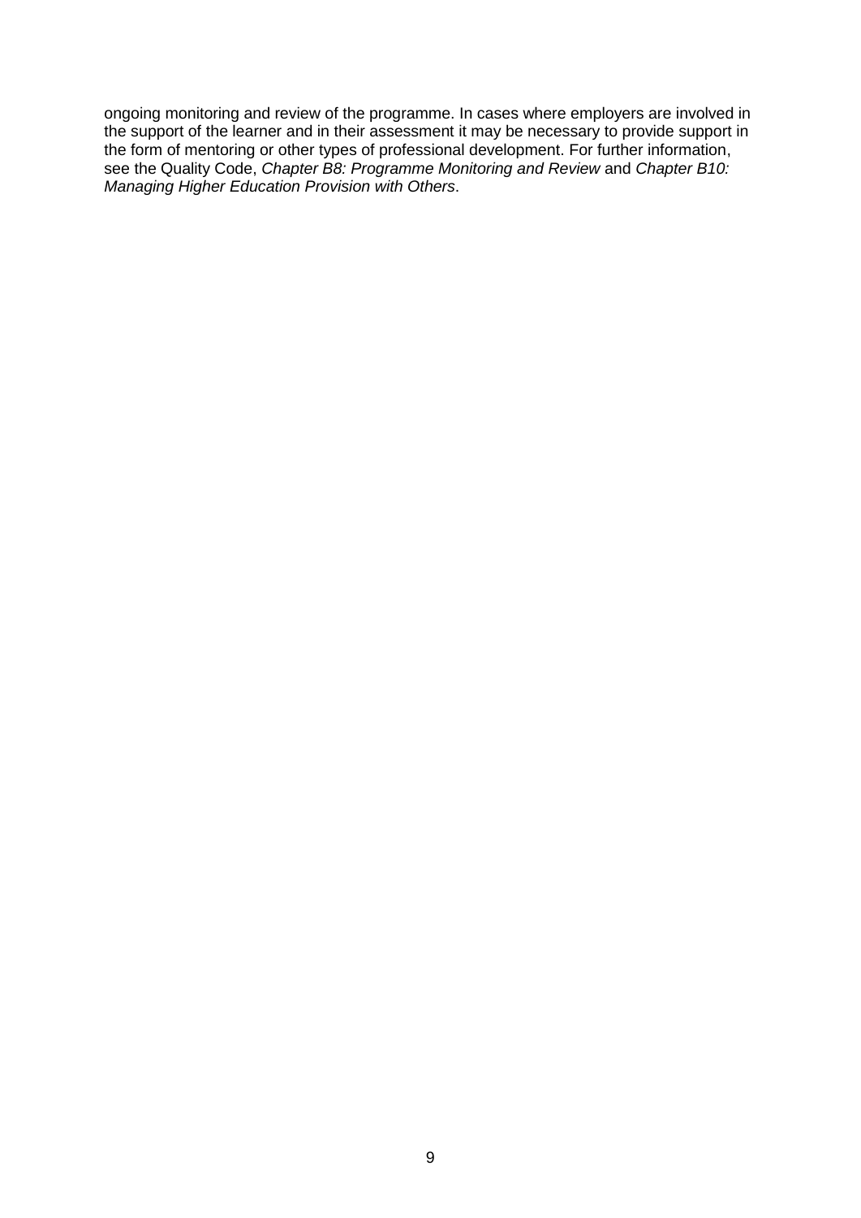ongoing monitoring and review of the programme. In cases where employers are involved in the support of the learner and in their assessment it may be necessary to provide support in the form of mentoring or other types of professional development. For further information, see the Quality Code, *Chapter B8: Programme Monitoring and Review* and *Chapter B10: Managing Higher Education Provision with Others*.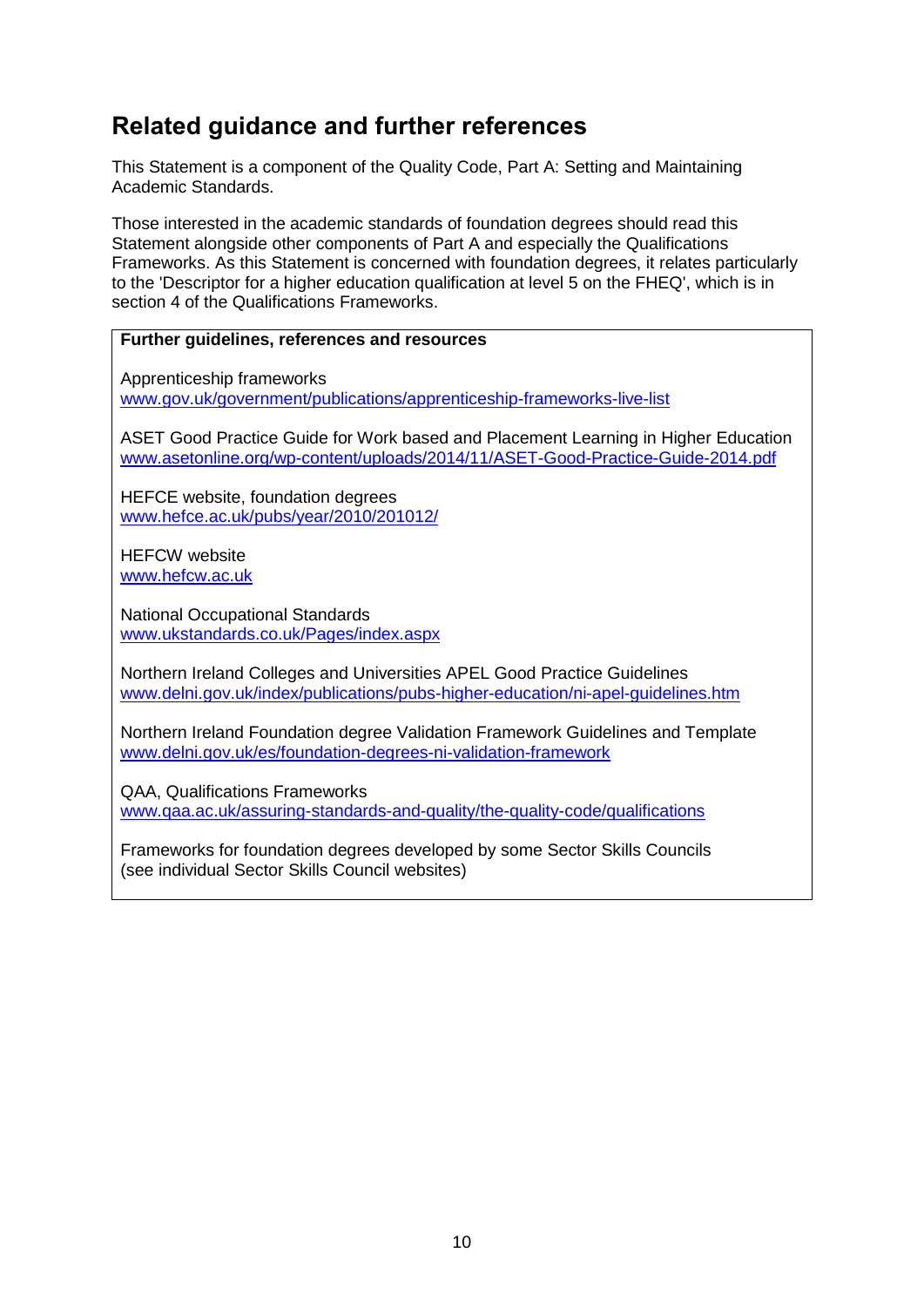## Related guidance and further references

This Statement is a component of the Quality Code, Part A: Setting and Maintaining Academic Standards.

Those interested in the academic standards of foundation degrees should read this Statement alongside other components of Part A and especially the Qualifications Frameworks. As this Statement is concerned with foundation degrees, it relates particularly to the 'Descriptor for a higher education qualification at level 5 on the FHEQ', which is in section 4 of the Qualifications Frameworks.

**Further guidelines, references and resources**

Apprenticeship frameworks
www.gov.uk/government/publications/apprenticeship-frameworks-live-list

ASET Good Practice Guide for Work based and Placement Learning in Higher Education
www.asetonline.org/wp-content/uploads/2014/11/ASET-Good-Practice-Guide-2014.pdf

HEFCE website, foundation degrees
www.hefce.ac.uk/pubs/year/2010/201012/

HEFCW website
www.hefcw.ac.uk

National Occupational Standards
www.ukstandards.co.uk/Pages/index.aspx

Northern Ireland Colleges and Universities APEL Good Practice Guidelines
www.delni.gov.uk/index/publications/pubs-higher-education/ni-apel-guidelines.htm

Northern Ireland Foundation degree Validation Framework Guidelines and Template
www.delni.gov.uk/es/foundation-degrees-ni-validation-framework

QAA, Qualifications Frameworks
www.qaa.ac.uk/assuring-standards-and-quality/the-quality-code/qualifications

Frameworks for foundation degrees developed by some Sector Skills Councils (see individual Sector Skills Council websites)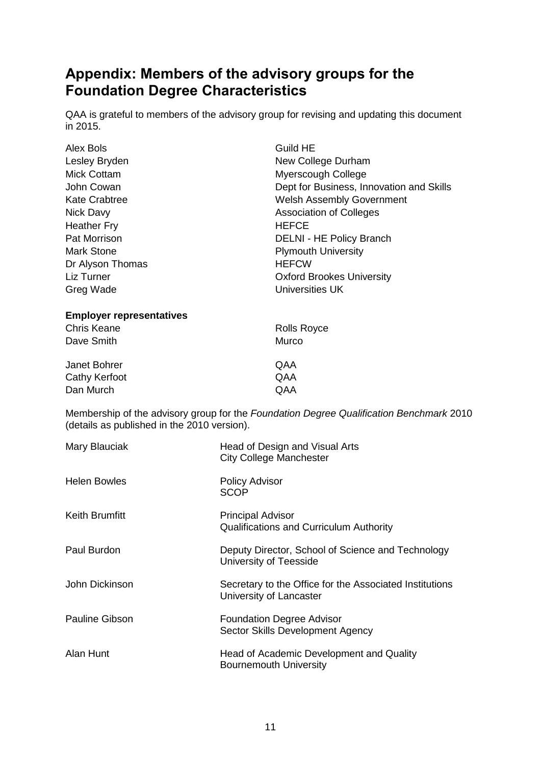## Appendix: Members of the advisory groups for the Foundation Degree Characteristics

QAA is grateful to members of the advisory group for revising and updating this document in 2015.

| | |
|---|---|
| Alex Bols | Guild HE |
| Lesley Bryden | New College Durham |
| Mick Cottam | Myerscough College |
| John Cowan | Dept for Business, Innovation and Skills |
| Kate Crabtree | Welsh Assembly Government |
| Nick Davy | Association of Colleges |
| Heather Fry | HEFCE |
| Pat Morrison | DELNI - HE Policy Branch |
| Mark Stone | Plymouth University |
| Dr Alyson Thomas | HEFCW |
| Liz Turner | Oxford Brookes University |
| Greg Wade | Universities UK |

**Employer representatives**

| | |
|---|---|
| Chris Keane | Rolls Royce |
| Dave Smith | Murco |

| | |
|---|---|
| Janet Bohrer | QAA |
| Cathy Kerfoot | QAA |
| Dan Murch | QAA |

Membership of the advisory group for the *Foundation Degree Qualification Benchmark* 2010 (details as published in the 2010 version).

| | |
|---|---|
| Mary Blauciak | Head of Design and Visual Arts<br>City College Manchester |
| Helen Bowles | Policy Advisor<br>SCOP |
| Keith Brumfitt | Principal Advisor<br>Qualifications and Curriculum Authority |
| Paul Burdon | Deputy Director, School of Science and Technology<br>University of Teesside |
| John Dickinson | Secretary to the Office for the Associated Institutions<br>University of Lancaster |
| Pauline Gibson | Foundation Degree Advisor<br>Sector Skills Development Agency |
| Alan Hunt | Head of Academic Development and Quality<br>Bournemouth University |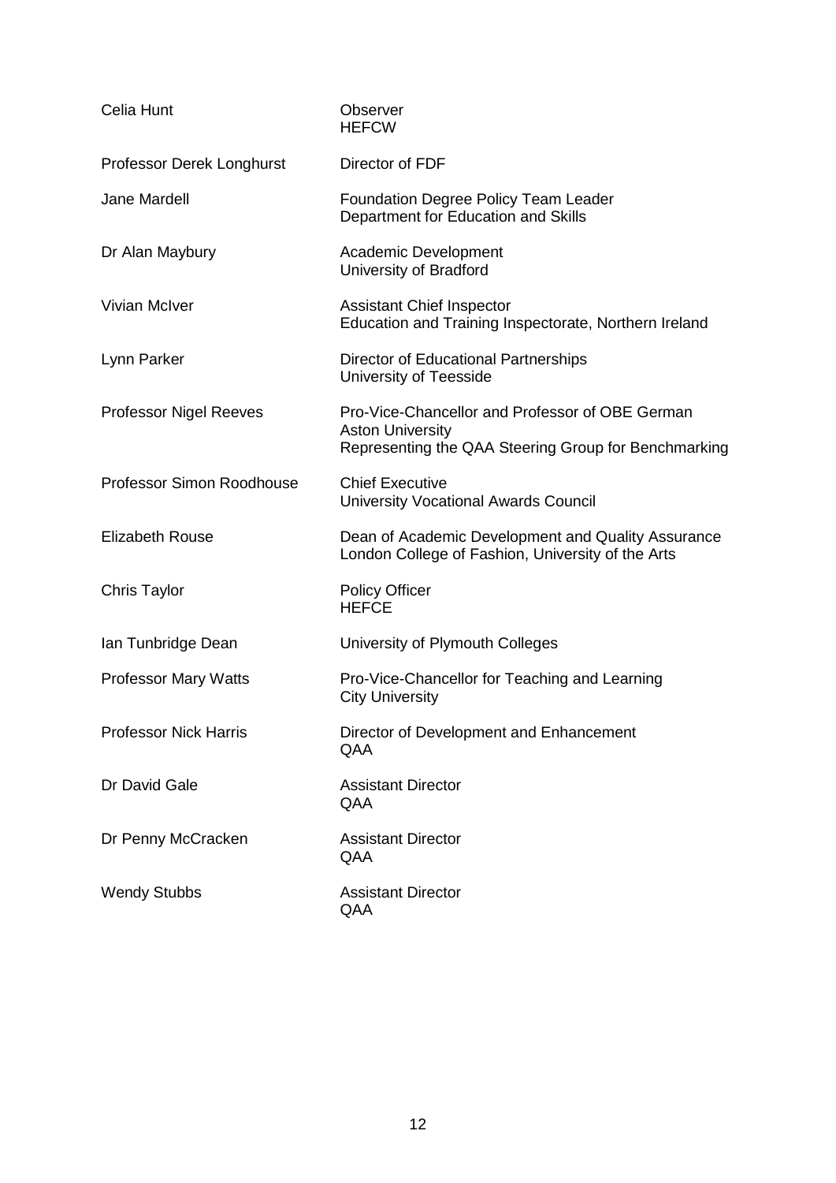| | |
|---|---|
| Celia Hunt | Observer<br>HEFCW |
| Professor Derek Longhurst | Director of FDF |
| Jane Mardell | Foundation Degree Policy Team Leader<br>Department for Education and Skills |
| Dr Alan Maybury | Academic Development<br>University of Bradford |
| Vivian McIver | Assistant Chief Inspector<br>Education and Training Inspectorate, Northern Ireland |
| Lynn Parker | Director of Educational Partnerships<br>University of Teesside |
| Professor Nigel Reeves | Pro-Vice-Chancellor and Professor of OBE German<br>Aston University<br>Representing the QAA Steering Group for Benchmarking |
| Professor Simon Roodhouse | Chief Executive<br>University Vocational Awards Council |
| Elizabeth Rouse | Dean of Academic Development and Quality Assurance<br>London College of Fashion, University of the Arts |
| Chris Taylor | Policy Officer<br>HEFCE |
| Ian Tunbridge Dean | University of Plymouth Colleges |
| Professor Mary Watts | Pro-Vice-Chancellor for Teaching and Learning<br>City University |
| Professor Nick Harris | Director of Development and Enhancement<br>QAA |
| Dr David Gale | Assistant Director<br>QAA |
| Dr Penny McCracken | Assistant Director<br>QAA |
| Wendy Stubbs | Assistant Director<br>QAA |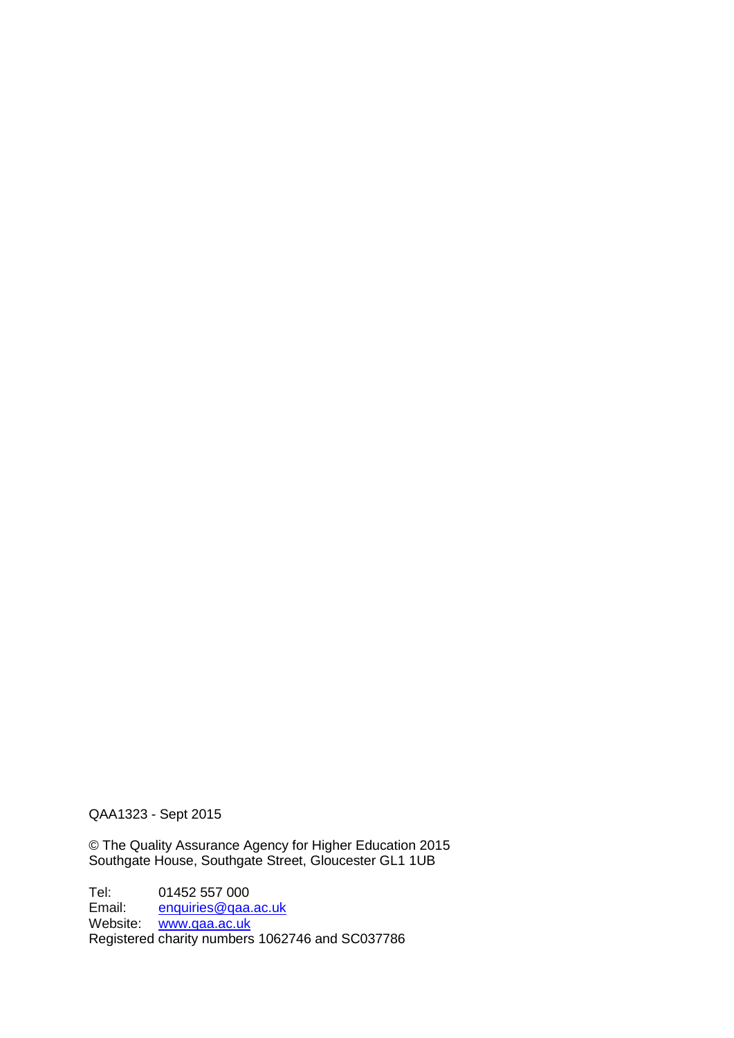QAA1323 - Sept 2015

© The Quality Assurance Agency for Higher Education 2015
Southgate House, Southgate Street, Gloucester GL1 1UB

Tel: 01452 557 000
Email: enquiries@qaa.ac.uk
Website: www.qaa.ac.uk
Registered charity numbers 1062746 and SC037786